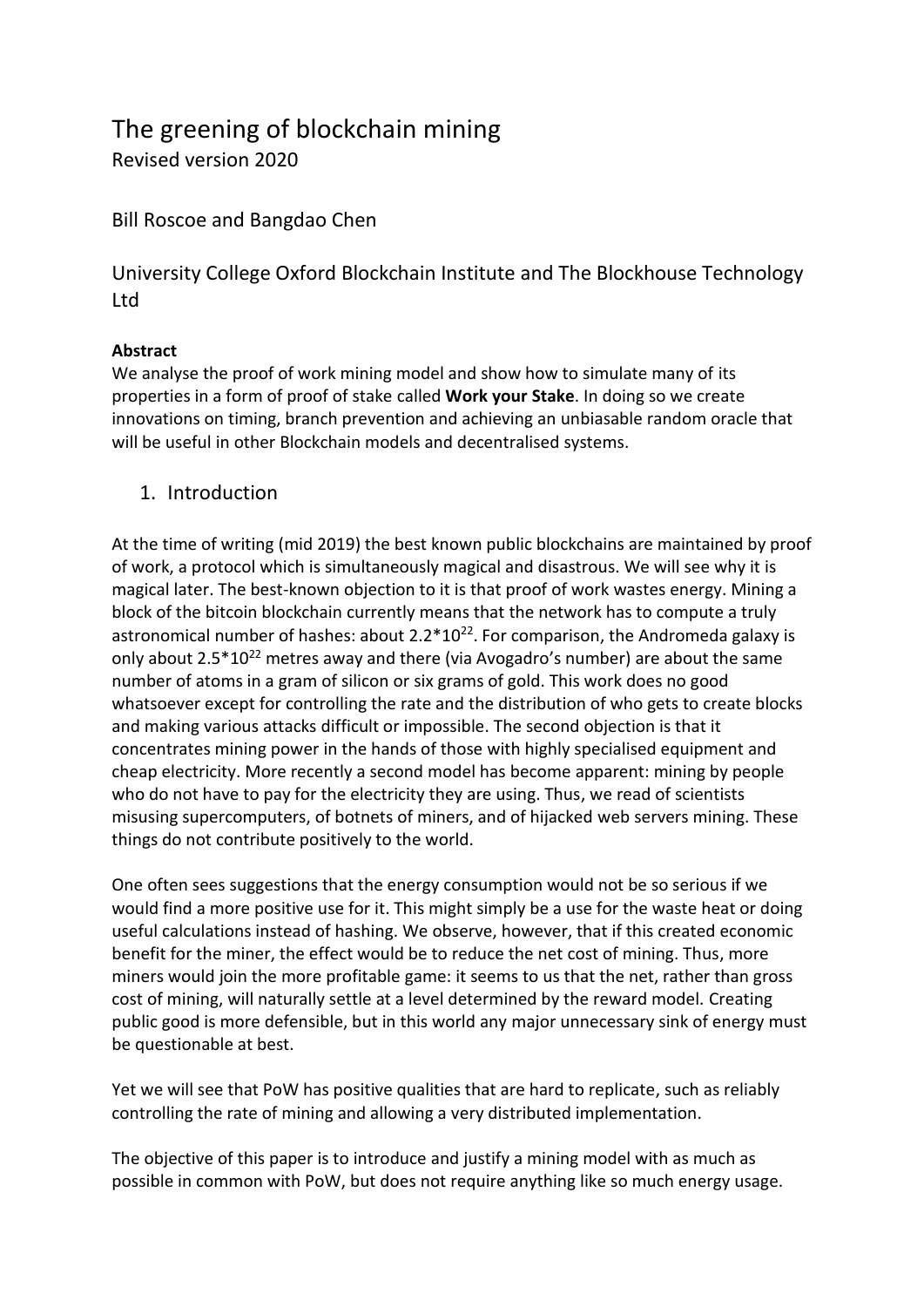# The greening of blockchain mining

Revised version 2020

Bill Roscoe and Bangdao Chen

University College Oxford Blockchain Institute and The Blockhouse Technology Ltd

**Abstract**

We analyse the proof of work mining model and show how to simulate many of its properties in a form of proof of stake called **Work your Stake**. In doing so we create innovations on timing, branch prevention and achieving an unbiasable random oracle that will be useful in other Blockchain models and decentralised systems.

## 1. Introduction

At the time of writing (mid 2019) the best known public blockchains are maintained by proof of work, a protocol which is simultaneously magical and disastrous. We will see why it is magical later. The best-known objection to it is that proof of work wastes energy. Mining a block of the bitcoin blockchain currently means that the network has to compute a truly astronomical number of hashes: about $2.2*10^{22}$. For comparison, the Andromeda galaxy is only about $2.5*10^{22}$ metres away and there (via Avogadro's number) are about the same number of atoms in a gram of silicon or six grams of gold. This work does no good whatsoever except for controlling the rate and the distribution of who gets to create blocks and making various attacks difficult or impossible. The second objection is that it concentrates mining power in the hands of those with highly specialised equipment and cheap electricity. More recently a second model has become apparent: mining by people who do not have to pay for the electricity they are using. Thus, we read of scientists misusing supercomputers, of botnets of miners, and of hijacked web servers mining. These things do not contribute positively to the world.

One often sees suggestions that the energy consumption would not be so serious if we would find a more positive use for it. This might simply be a use for the waste heat or doing useful calculations instead of hashing. We observe, however, that if this created economic benefit for the miner, the effect would be to reduce the net cost of mining. Thus, more miners would join the more profitable game: it seems to us that the net, rather than gross cost of mining, will naturally settle at a level determined by the reward model. Creating public good is more defensible, but in this world any major unnecessary sink of energy must be questionable at best.

Yet we will see that PoW has positive qualities that are hard to replicate, such as reliably controlling the rate of mining and allowing a very distributed implementation.

The objective of this paper is to introduce and justify a mining model with as much as possible in common with PoW, but does not require anything like so much energy usage.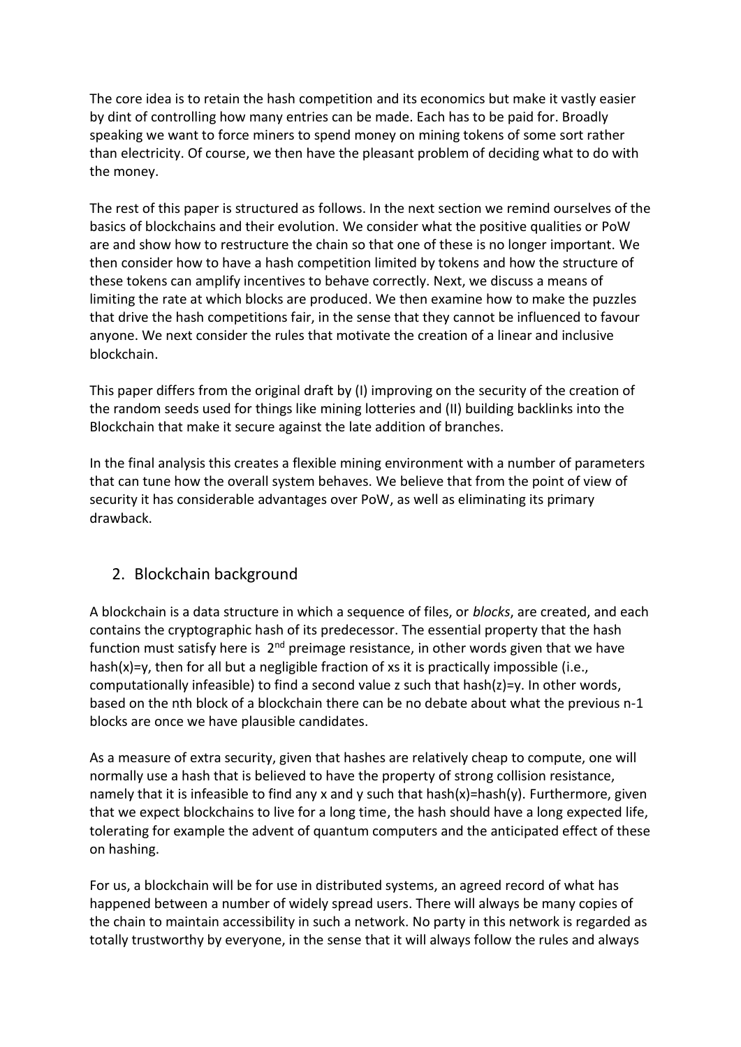The core idea is to retain the hash competition and its economics but make it vastly easier by dint of controlling how many entries can be made. Each has to be paid for. Broadly speaking we want to force miners to spend money on mining tokens of some sort rather than electricity. Of course, we then have the pleasant problem of deciding what to do with the money.

The rest of this paper is structured as follows. In the next section we remind ourselves of the basics of blockchains and their evolution. We consider what the positive qualities or PoW are and show how to restructure the chain so that one of these is no longer important. We then consider how to have a hash competition limited by tokens and how the structure of these tokens can amplify incentives to behave correctly. Next, we discuss a means of limiting the rate at which blocks are produced. We then examine how to make the puzzles that drive the hash competitions fair, in the sense that they cannot be influenced to favour anyone. We next consider the rules that motivate the creation of a linear and inclusive blockchain.

This paper differs from the original draft by (I) improving on the security of the creation of the random seeds used for things like mining lotteries and (II) building backlinks into the Blockchain that make it secure against the late addition of branches.

In the final analysis this creates a flexible mining environment with a number of parameters that can tune how the overall system behaves. We believe that from the point of view of security it has considerable advantages over PoW, as well as eliminating its primary drawback.

## 2. Blockchain background

A blockchain is a data structure in which a sequence of files, or *blocks*, are created, and each contains the cryptographic hash of its predecessor. The essential property that the hash function must satisfy here is 2nd preimage resistance, in other words given that we have hash(x)=y, then for all but a negligible fraction of xs it is practically impossible (i.e., computationally infeasible) to find a second value z such that hash(z)=y. In other words, based on the nth block of a blockchain there can be no debate about what the previous n-1 blocks are once we have plausible candidates.

As a measure of extra security, given that hashes are relatively cheap to compute, one will normally use a hash that is believed to have the property of strong collision resistance, namely that it is infeasible to find any x and y such that hash(x)=hash(y). Furthermore, given that we expect blockchains to live for a long time, the hash should have a long expected life, tolerating for example the advent of quantum computers and the anticipated effect of these on hashing.

For us, a blockchain will be for use in distributed systems, an agreed record of what has happened between a number of widely spread users. There will always be many copies of the chain to maintain accessibility in such a network. No party in this network is regarded as totally trustworthy by everyone, in the sense that it will always follow the rules and always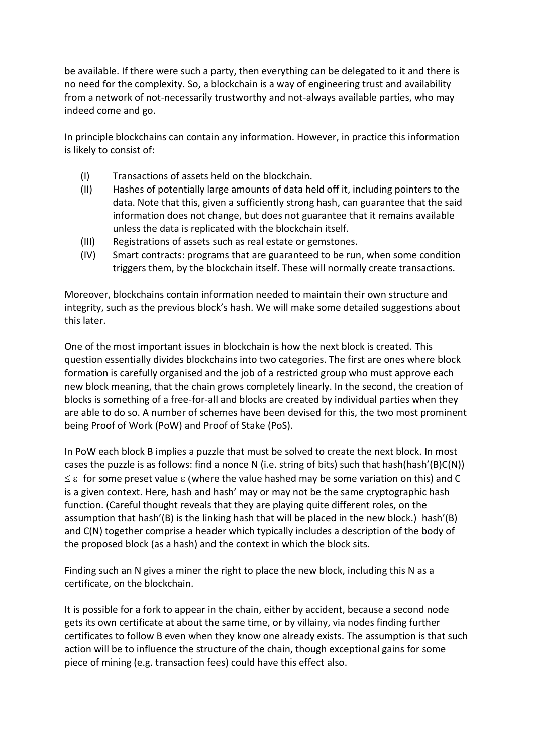be available. If there were such a party, then everything can be delegated to it and there is no need for the complexity. So, a blockchain is a way of engineering trust and availability from a network of not-necessarily trustworthy and not-always available parties, who may indeed come and go.

In principle blockchains can contain any information. However, in practice this information is likely to consist of:

(I) Transactions of assets held on the blockchain.

(II) Hashes of potentially large amounts of data held off it, including pointers to the data. Note that this, given a sufficiently strong hash, can guarantee that the said information does not change, but does not guarantee that it remains available unless the data is replicated with the blockchain itself.

(III) Registrations of assets such as real estate or gemstones.

(IV) Smart contracts: programs that are guaranteed to be run, when some condition triggers them, by the blockchain itself. These will normally create transactions.

Moreover, blockchains contain information needed to maintain their own structure and integrity, such as the previous block's hash. We will make some detailed suggestions about this later.

One of the most important issues in blockchain is how the next block is created. This question essentially divides blockchains into two categories. The first are ones where block formation is carefully organised and the job of a restricted group who must approve each new block meaning, that the chain grows completely linearly. In the second, the creation of blocks is something of a free-for-all and blocks are created by individual parties when they are able to do so. A number of schemes have been devised for this, the two most prominent being Proof of Work (PoW) and Proof of Stake (PoS).

In PoW each block B implies a puzzle that must be solved to create the next block. In most cases the puzzle is as follows: find a nonce N (i.e. string of bits) such that hash(hash'(B)C(N)) $\leq \varepsilon$ for some preset value $\varepsilon$ (where the value hashed may be some variation on this) and C is a given context. Here, hash and hash' may or may not be the same cryptographic hash function. (Careful thought reveals that they are playing quite different roles, on the assumption that hash'(B) is the linking hash that will be placed in the new block.) hash'(B) and C(N) together comprise a header which typically includes a description of the body of the proposed block (as a hash) and the context in which the block sits.

Finding such an N gives a miner the right to place the new block, including this N as a certificate, on the blockchain.

It is possible for a fork to appear in the chain, either by accident, because a second node gets its own certificate at about the same time, or by villainy, via nodes finding further certificates to follow B even when they know one already exists. The assumption is that such action will be to influence the structure of the chain, though exceptional gains for some piece of mining (e.g. transaction fees) could have this effect also.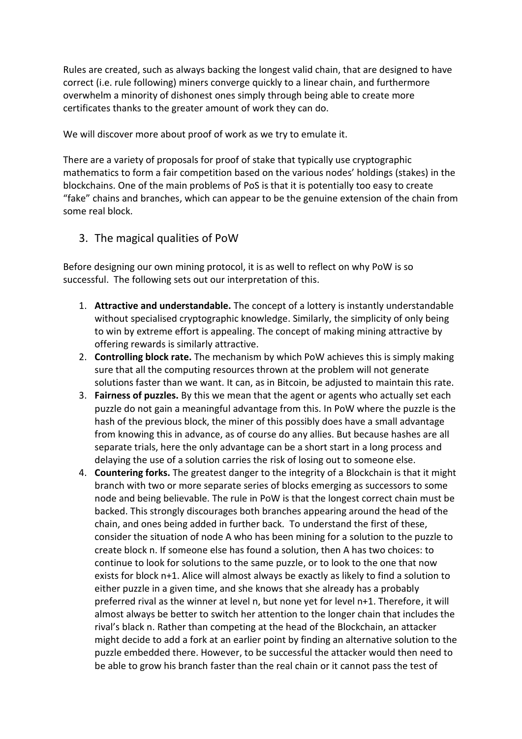Rules are created, such as always backing the longest valid chain, that are designed to have correct (i.e. rule following) miners converge quickly to a linear chain, and furthermore overwhelm a minority of dishonest ones simply through being able to create more certificates thanks to the greater amount of work they can do.

We will discover more about proof of work as we try to emulate it.

There are a variety of proposals for proof of stake that typically use cryptographic mathematics to form a fair competition based on the various nodes' holdings (stakes) in the blockchains. One of the main problems of PoS is that it is potentially too easy to create "fake" chains and branches, which can appear to be the genuine extension of the chain from some real block.

## 3. The magical qualities of PoW

Before designing our own mining protocol, it is as well to reflect on why PoW is so successful. The following sets out our interpretation of this.

1. **Attractive and understandable.** The concept of a lottery is instantly understandable without specialised cryptographic knowledge. Similarly, the simplicity of only being to win by extreme effort is appealing. The concept of making mining attractive by offering rewards is similarly attractive.
2. **Controlling block rate.** The mechanism by which PoW achieves this is simply making sure that all the computing resources thrown at the problem will not generate solutions faster than we want. It can, as in Bitcoin, be adjusted to maintain this rate.
3. **Fairness of puzzles.** By this we mean that the agent or agents who actually set each puzzle do not gain a meaningful advantage from this. In PoW where the puzzle is the hash of the previous block, the miner of this possibly does have a small advantage from knowing this in advance, as of course do any allies. But because hashes are all separate trials, here the only advantage can be a short start in a long process and delaying the use of a solution carries the risk of losing out to someone else.
4. **Countering forks.** The greatest danger to the integrity of a Blockchain is that it might branch with two or more separate series of blocks emerging as successors to some node and being believable. The rule in PoW is that the longest correct chain must be backed. This strongly discourages both branches appearing around the head of the chain, and ones being added in further back. To understand the first of these, consider the situation of node A who has been mining for a solution to the puzzle to create block n. If someone else has found a solution, then A has two choices: to continue to look for solutions to the same puzzle, or to look to the one that now exists for block n+1. Alice will almost always be exactly as likely to find a solution to either puzzle in a given time, and she knows that she already has a probably preferred rival as the winner at level n, but none yet for level n+1. Therefore, it will almost always be better to switch her attention to the longer chain that includes the rival's black n. Rather than competing at the head of the Blockchain, an attacker might decide to add a fork at an earlier point by finding an alternative solution to the puzzle embedded there. However, to be successful the attacker would then need to be able to grow his branch faster than the real chain or it cannot pass the test of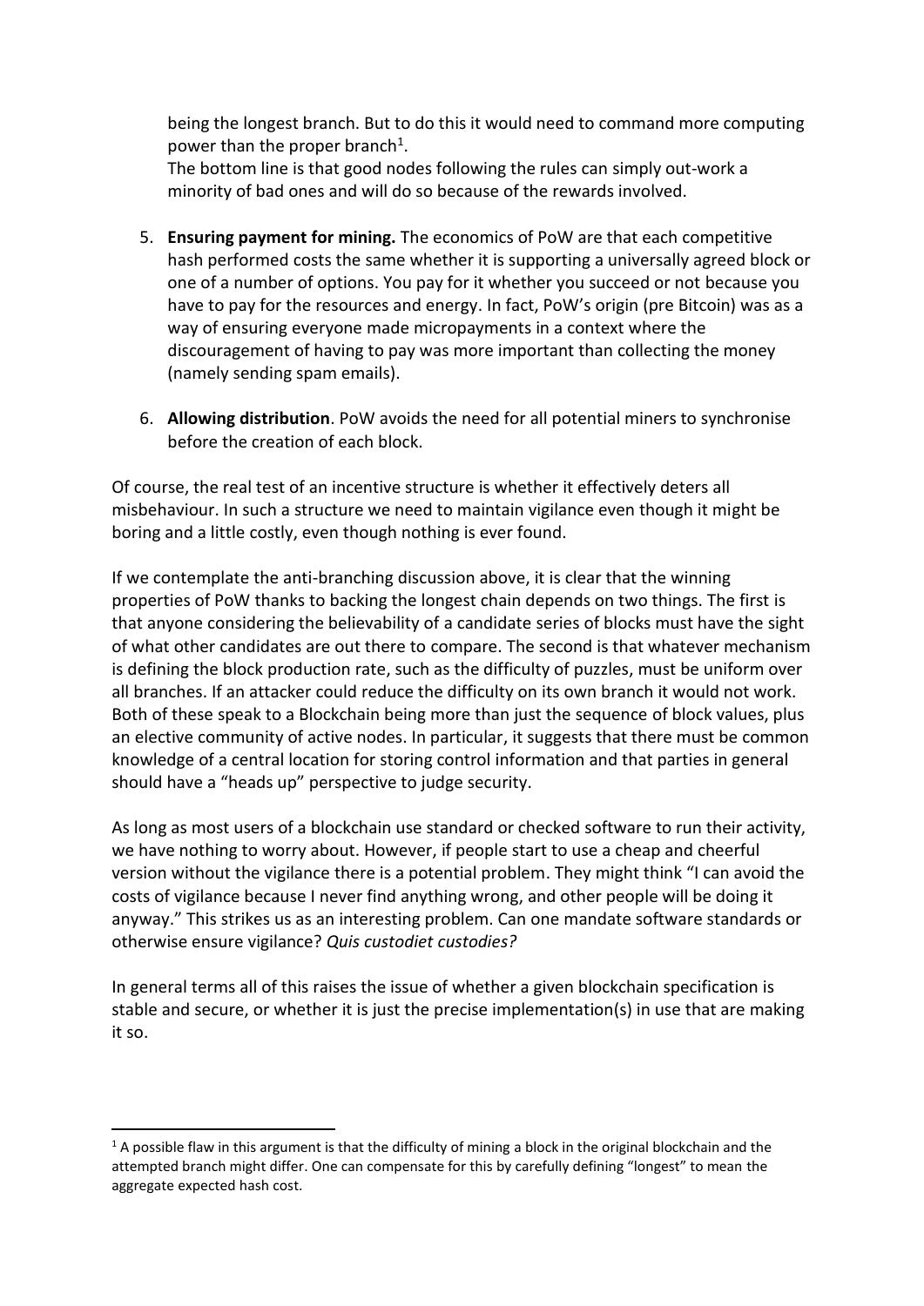being the longest branch. But to do this it would need to command more computing power than the proper branch[1].
The bottom line is that good nodes following the rules can simply out-work a minority of bad ones and will do so because of the rewards involved.

5. **Ensuring payment for mining.** The economics of PoW are that each competitive hash performed costs the same whether it is supporting a universally agreed block or one of a number of options. You pay for it whether you succeed or not because you have to pay for the resources and energy. In fact, PoW's origin (pre Bitcoin) was as a way of ensuring everyone made micropayments in a context where the discouragement of having to pay was more important than collecting the money (namely sending spam emails).

6. **Allowing distribution**. PoW avoids the need for all potential miners to synchronise before the creation of each block.

Of course, the real test of an incentive structure is whether it effectively deters all misbehaviour. In such a structure we need to maintain vigilance even though it might be boring and a little costly, even though nothing is ever found.

If we contemplate the anti-branching discussion above, it is clear that the winning properties of PoW thanks to backing the longest chain depends on two things. The first is that anyone considering the believability of a candidate series of blocks must have the sight of what other candidates are out there to compare. The second is that whatever mechanism is defining the block production rate, such as the difficulty of puzzles, must be uniform over all branches. If an attacker could reduce the difficulty on its own branch it would not work. Both of these speak to a Blockchain being more than just the sequence of block values, plus an elective community of active nodes. In particular, it suggests that there must be common knowledge of a central location for storing control information and that parties in general should have a "heads up" perspective to judge security.

As long as most users of a blockchain use standard or checked software to run their activity, we have nothing to worry about. However, if people start to use a cheap and cheerful version without the vigilance there is a potential problem. They might think "I can avoid the costs of vigilance because I never find anything wrong, and other people will be doing it anyway." This strikes us as an interesting problem. Can one mandate software standards or otherwise ensure vigilance? *Quis custodiet custodies?*

In general terms all of this raises the issue of whether a given blockchain specification is stable and secure, or whether it is just the precise implementation(s) in use that are making it so.

---

[1] A possible flaw in this argument is that the difficulty of mining a block in the original blockchain and the attempted branch might differ. One can compensate for this by carefully defining "longest" to mean the aggregate expected hash cost.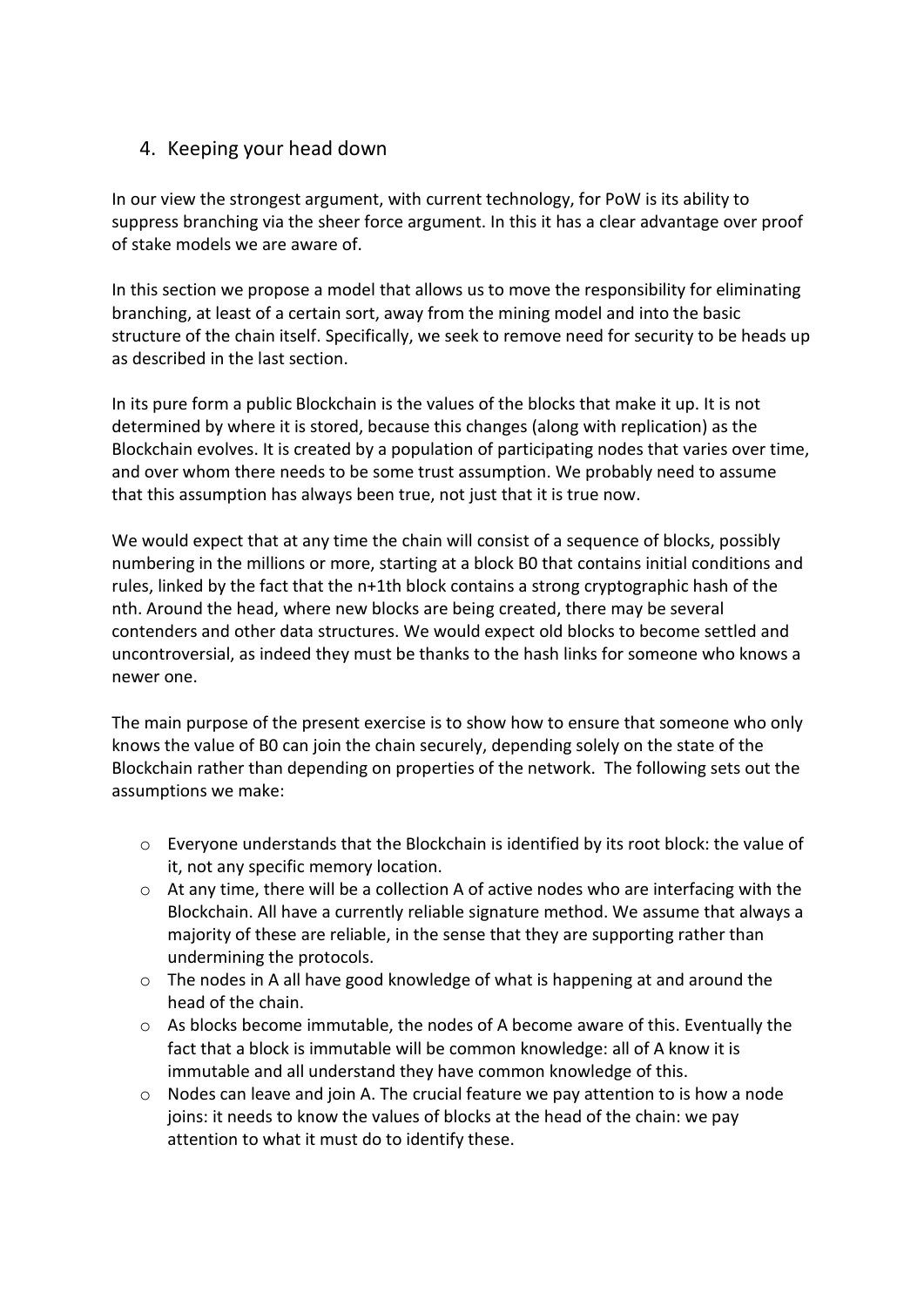## 4. Keeping your head down

In our view the strongest argument, with current technology, for PoW is its ability to suppress branching via the sheer force argument. In this it has a clear advantage over proof of stake models we are aware of.

In this section we propose a model that allows us to move the responsibility for eliminating branching, at least of a certain sort, away from the mining model and into the basic structure of the chain itself. Specifically, we seek to remove need for security to be heads up as described in the last section.

In its pure form a public Blockchain is the values of the blocks that make it up. It is not determined by where it is stored, because this changes (along with replication) as the Blockchain evolves. It is created by a population of participating nodes that varies over time, and over whom there needs to be some trust assumption. We probably need to assume that this assumption has always been true, not just that it is true now.

We would expect that at any time the chain will consist of a sequence of blocks, possibly numbering in the millions or more, starting at a block B0 that contains initial conditions and rules, linked by the fact that the n+1th block contains a strong cryptographic hash of the nth. Around the head, where new blocks are being created, there may be several contenders and other data structures. We would expect old blocks to become settled and uncontroversial, as indeed they must be thanks to the hash links for someone who knows a newer one.

The main purpose of the present exercise is to show how to ensure that someone who only knows the value of B0 can join the chain securely, depending solely on the state of the Blockchain rather than depending on properties of the network. The following sets out the assumptions we make:

- Everyone understands that the Blockchain is identified by its root block: the value of it, not any specific memory location.
- At any time, there will be a collection A of active nodes who are interfacing with the Blockchain. All have a currently reliable signature method. We assume that always a majority of these are reliable, in the sense that they are supporting rather than undermining the protocols.
- The nodes in A all have good knowledge of what is happening at and around the head of the chain.
- As blocks become immutable, the nodes of A become aware of this. Eventually the fact that a block is immutable will be common knowledge: all of A know it is immutable and all understand they have common knowledge of this.
- Nodes can leave and join A. The crucial feature we pay attention to is how a node joins: it needs to know the values of blocks at the head of the chain: we pay attention to what it must do to identify these.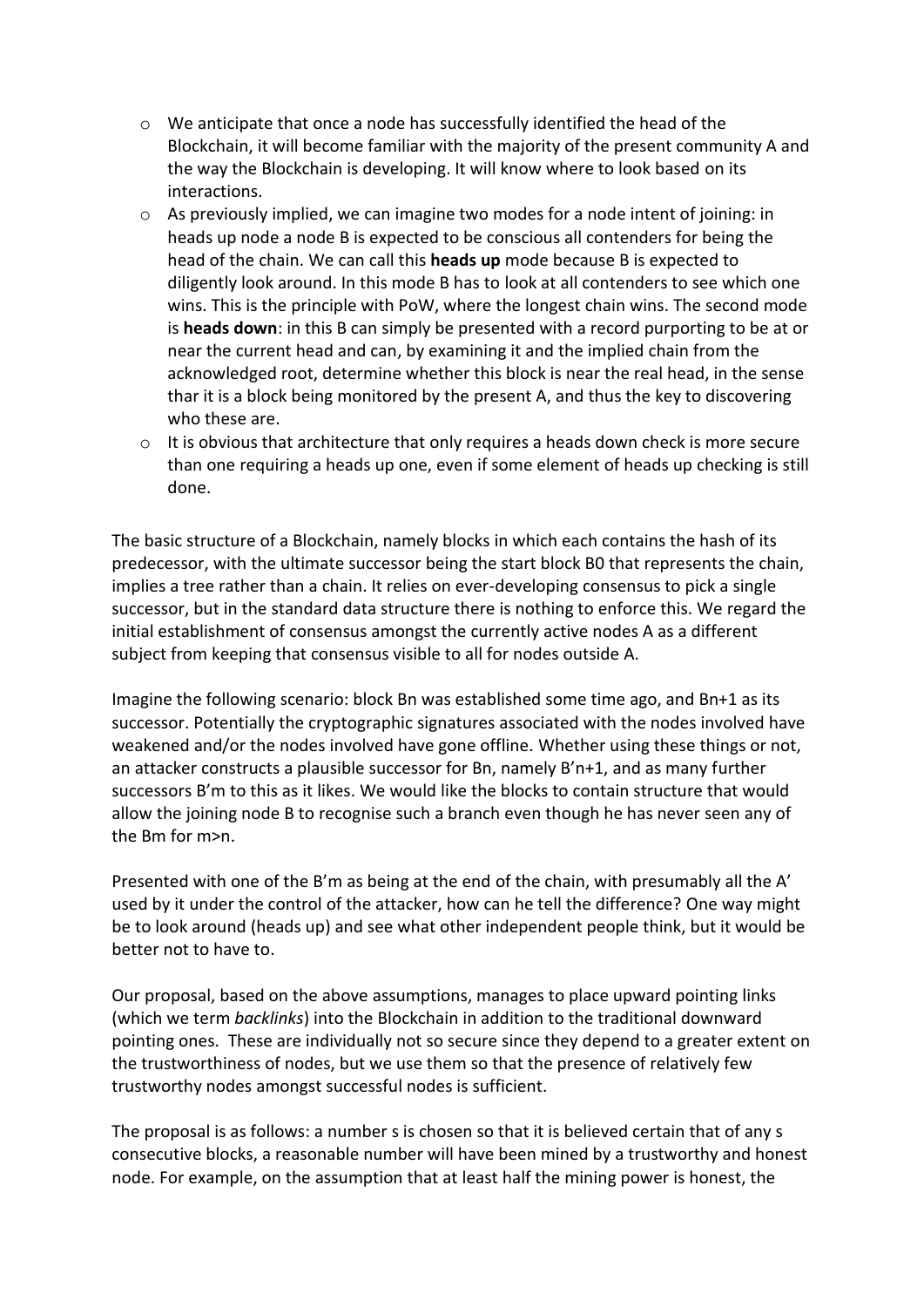- We anticipate that once a node has successfully identified the head of the Blockchain, it will become familiar with the majority of the present community A and the way the Blockchain is developing. It will know where to look based on its interactions.
- As previously implied, we can imagine two modes for a node intent of joining: in heads up node a node B is expected to be conscious all contenders for being the head of the chain. We can call this **heads up** mode because B is expected to diligently look around. In this mode B has to look at all contenders to see which one wins. This is the principle with PoW, where the longest chain wins. The second mode is **heads down**: in this B can simply be presented with a record purporting to be at or near the current head and can, by examining it and the implied chain from the acknowledged root, determine whether this block is near the real head, in the sense thar it is a block being monitored by the present A, and thus the key to discovering who these are.
- It is obvious that architecture that only requires a heads down check is more secure than one requiring a heads up one, even if some element of heads up checking is still done.

The basic structure of a Blockchain, namely blocks in which each contains the hash of its predecessor, with the ultimate successor being the start block B0 that represents the chain, implies a tree rather than a chain. It relies on ever-developing consensus to pick a single successor, but in the standard data structure there is nothing to enforce this. We regard the initial establishment of consensus amongst the currently active nodes A as a different subject from keeping that consensus visible to all for nodes outside A.

Imagine the following scenario: block Bn was established some time ago, and Bn+1 as its successor. Potentially the cryptographic signatures associated with the nodes involved have weakened and/or the nodes involved have gone offline. Whether using these things or not, an attacker constructs a plausible successor for Bn, namely B'n+1, and as many further successors B'm to this as it likes. We would like the blocks to contain structure that would allow the joining node B to recognise such a branch even though he has never seen any of the Bm for m>n.

Presented with one of the B'm as being at the end of the chain, with presumably all the A' used by it under the control of the attacker, how can he tell the difference? One way might be to look around (heads up) and see what other independent people think, but it would be better not to have to.

Our proposal, based on the above assumptions, manages to place upward pointing links (which we term *backlinks*) into the Blockchain in addition to the traditional downward pointing ones. These are individually not so secure since they depend to a greater extent on the trustworthiness of nodes, but we use them so that the presence of relatively few trustworthy nodes amongst successful nodes is sufficient.

The proposal is as follows: a number s is chosen so that it is believed certain that of any s consecutive blocks, a reasonable number will have been mined by a trustworthy and honest node. For example, on the assumption that at least half the mining power is honest, the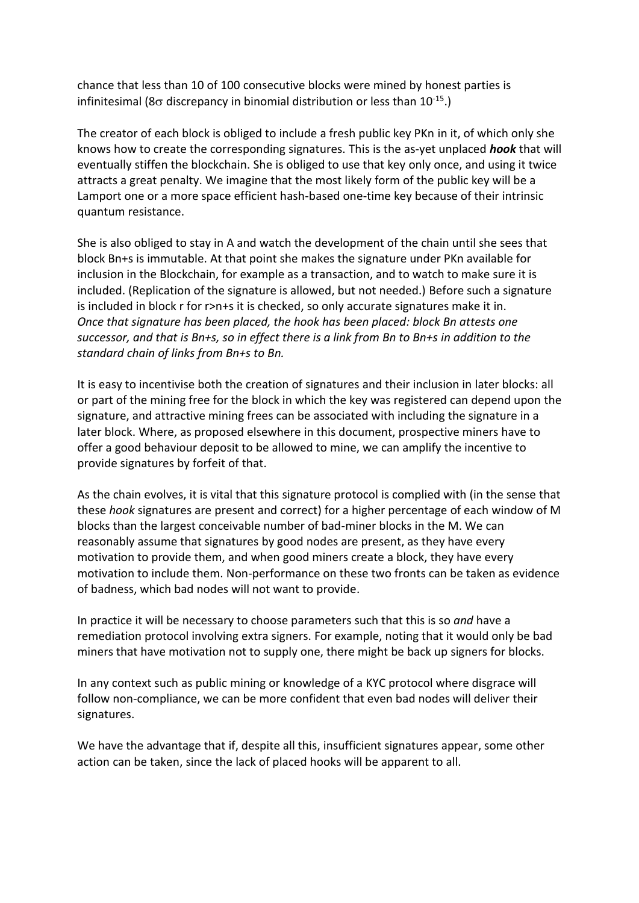chance that less than 10 of 100 consecutive blocks were mined by honest parties is infinitesimal ($8\sigma$ discrepancy in binomial distribution or less than $10^{-15}$.)

The creator of each block is obliged to include a fresh public key PKn in it, of which only she knows how to create the corresponding signatures. This is the as-yet unplaced ***hook*** that will eventually stiffen the blockchain. She is obliged to use that key only once, and using it twice attracts a great penalty. We imagine that the most likely form of the public key will be a Lamport one or a more space efficient hash-based one-time key because of their intrinsic quantum resistance.

She is also obliged to stay in A and watch the development of the chain until she sees that block Bn+s is immutable. At that point she makes the signature under PKn available for inclusion in the Blockchain, for example as a transaction, and to watch to make sure it is included. (Replication of the signature is allowed, but not needed.) Before such a signature is included in block r for r>n+s it is checked, so only accurate signatures make it in. *Once that signature has been placed, the hook has been placed: block Bn attests one successor, and that is Bn+s, so in effect there is a link from Bn to Bn+s in addition to the standard chain of links from Bn+s to Bn.*

It is easy to incentivise both the creation of signatures and their inclusion in later blocks: all or part of the mining free for the block in which the key was registered can depend upon the signature, and attractive mining frees can be associated with including the signature in a later block. Where, as proposed elsewhere in this document, prospective miners have to offer a good behaviour deposit to be allowed to mine, we can amplify the incentive to provide signatures by forfeit of that.

As the chain evolves, it is vital that this signature protocol is complied with (in the sense that these *hook* signatures are present and correct) for a higher percentage of each window of M blocks than the largest conceivable number of bad-miner blocks in the M. We can reasonably assume that signatures by good nodes are present, as they have every motivation to provide them, and when good miners create a block, they have every motivation to include them. Non-performance on these two fronts can be taken as evidence of badness, which bad nodes will not want to provide.

In practice it will be necessary to choose parameters such that this is so *and* have a remediation protocol involving extra signers. For example, noting that it would only be bad miners that have motivation not to supply one, there might be back up signers for blocks.

In any context such as public mining or knowledge of a KYC protocol where disgrace will follow non-compliance, we can be more confident that even bad nodes will deliver their signatures.

We have the advantage that if, despite all this, insufficient signatures appear, some other action can be taken, since the lack of placed hooks will be apparent to all.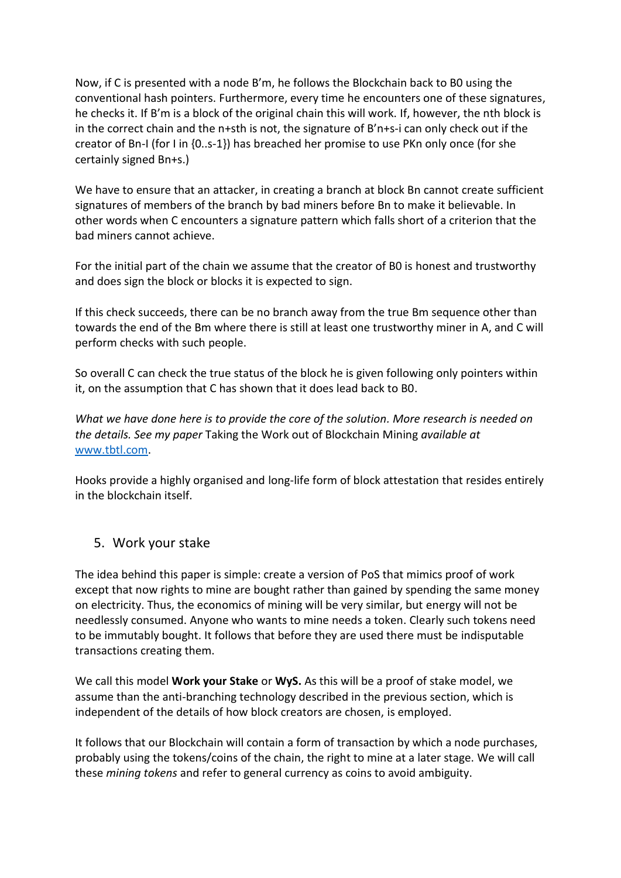Now, if C is presented with a node $B'_m$, he follows the Blockchain back to $B_0$ using the conventional hash pointers. Furthermore, every time he encounters one of these signatures, he checks it. If $B'_m$ is a block of the original chain this will work. If, however, the nth block is in the correct chain and the n+sth is not, the signature of $B'_{n+s-i}$ can only check out if the creator of $B_{n-I}$ (for I in {0..s-1}) has breached her promise to use $PK_n$ only once (for she certainly signed $B_{n+s}$.)

We have to ensure that an attacker, in creating a branch at block $B_n$ cannot create sufficient signatures of members of the branch by bad miners before $B_n$ to make it believable. In other words when C encounters a signature pattern which falls short of a criterion that the bad miners cannot achieve.

For the initial part of the chain we assume that the creator of $B_0$ is honest and trustworthy and does sign the block or blocks it is expected to sign.

If this check succeeds, there can be no branch away from the true $B_m$ sequence other than towards the end of the $B_m$ where there is still at least one trustworthy miner in A, and C will perform checks with such people.

So overall C can check the true status of the block he is given following only pointers within it, on the assumption that C has shown that it does lead back to $B_0$.

*What we have done here is to provide the core of the solution. More research is needed on the details. See my paper* Taking the Work out of Blockchain Mining *available at* [www.tbtl.com](www.tbtl.com).

Hooks provide a highly organised and long-life form of block attestation that resides entirely in the blockchain itself.

## 5. Work your stake

The idea behind this paper is simple: create a version of PoS that mimics proof of work except that now rights to mine are bought rather than gained by spending the same money on electricity. Thus, the economics of mining will be very similar, but energy will not be needlessly consumed. Anyone who wants to mine needs a token. Clearly such tokens need to be immutably bought. It follows that before they are used there must be indisputable transactions creating them.

We call this model **Work your Stake** or **WyS.** As this will be a proof of stake model, we assume than the anti-branching technology described in the previous section, which is independent of the details of how block creators are chosen, is employed.

It follows that our Blockchain will contain a form of transaction by which a node purchases, probably using the tokens/coins of the chain, the right to mine at a later stage. We will call these *mining tokens* and refer to general currency as coins to avoid ambiguity.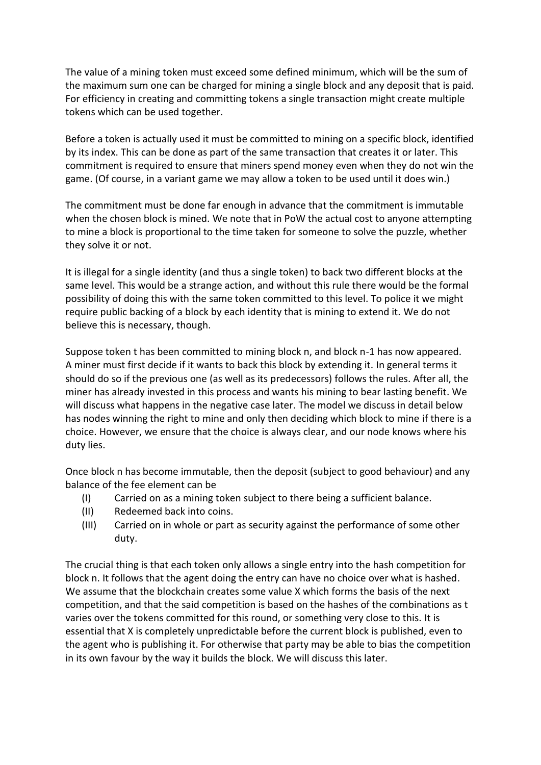The value of a mining token must exceed some defined minimum, which will be the sum of the maximum sum one can be charged for mining a single block and any deposit that is paid. For efficiency in creating and committing tokens a single transaction might create multiple tokens which can be used together.

Before a token is actually used it must be committed to mining on a specific block, identified by its index. This can be done as part of the same transaction that creates it or later. This commitment is required to ensure that miners spend money even when they do not win the game. (Of course, in a variant game we may allow a token to be used until it does win.)

The commitment must be done far enough in advance that the commitment is immutable when the chosen block is mined. We note that in PoW the actual cost to anyone attempting to mine a block is proportional to the time taken for someone to solve the puzzle, whether they solve it or not.

It is illegal for a single identity (and thus a single token) to back two different blocks at the same level. This would be a strange action, and without this rule there would be the formal possibility of doing this with the same token committed to this level. To police it we might require public backing of a block by each identity that is mining to extend it. We do not believe this is necessary, though.

Suppose token t has been committed to mining block n, and block n-1 has now appeared. A miner must first decide if it wants to back this block by extending it. In general terms it should do so if the previous one (as well as its predecessors) follows the rules. After all, the miner has already invested in this process and wants his mining to bear lasting benefit. We will discuss what happens in the negative case later. The model we discuss in detail below has nodes winning the right to mine and only then deciding which block to mine if there is a choice. However, we ensure that the choice is always clear, and our node knows where his duty lies.

Once block n has become immutable, then the deposit (subject to good behaviour) and any balance of the fee element can be

(I) Carried on as a mining token subject to there being a sufficient balance.
(II) Redeemed back into coins.
(III) Carried on in whole or part as security against the performance of some other duty.

The crucial thing is that each token only allows a single entry into the hash competition for block n. It follows that the agent doing the entry can have no choice over what is hashed. We assume that the blockchain creates some value X which forms the basis of the next competition, and that the said competition is based on the hashes of the combinations as t varies over the tokens committed for this round, or something very close to this. It is essential that X is completely unpredictable before the current block is published, even to the agent who is publishing it. For otherwise that party may be able to bias the competition in its own favour by the way it builds the block. We will discuss this later.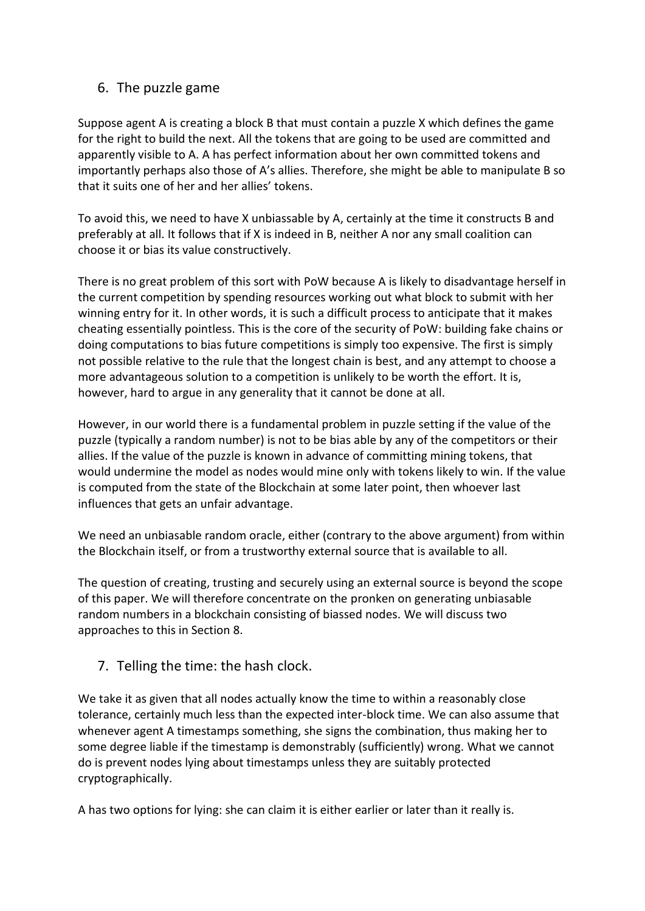## 6. The puzzle game

Suppose agent A is creating a block B that must contain a puzzle X which defines the game for the right to build the next. All the tokens that are going to be used are committed and apparently visible to A. A has perfect information about her own committed tokens and importantly perhaps also those of A's allies. Therefore, she might be able to manipulate B so that it suits one of her and her allies' tokens.

To avoid this, we need to have X unbiassable by A, certainly at the time it constructs B and preferably at all. It follows that if X is indeed in B, neither A nor any small coalition can choose it or bias its value constructively.

There is no great problem of this sort with PoW because A is likely to disadvantage herself in the current competition by spending resources working out what block to submit with her winning entry for it. In other words, it is such a difficult process to anticipate that it makes cheating essentially pointless. This is the core of the security of PoW: building fake chains or doing computations to bias future competitions is simply too expensive. The first is simply not possible relative to the rule that the longest chain is best, and any attempt to choose a more advantageous solution to a competition is unlikely to be worth the effort. It is, however, hard to argue in any generality that it cannot be done at all.

However, in our world there is a fundamental problem in puzzle setting if the value of the puzzle (typically a random number) is not to be bias able by any of the competitors or their allies. If the value of the puzzle is known in advance of committing mining tokens, that would undermine the model as nodes would mine only with tokens likely to win. If the value is computed from the state of the Blockchain at some later point, then whoever last influences that gets an unfair advantage.

We need an unbiasable random oracle, either (contrary to the above argument) from within the Blockchain itself, or from a trustworthy external source that is available to all.

The question of creating, trusting and securely using an external source is beyond the scope of this paper. We will therefore concentrate on the pronken on generating unbiasable random numbers in a blockchain consisting of biassed nodes. We will discuss two approaches to this in Section 8.

## 7. Telling the time: the hash clock.

We take it as given that all nodes actually know the time to within a reasonably close tolerance, certainly much less than the expected inter-block time. We can also assume that whenever agent A timestamps something, she signs the combination, thus making her to some degree liable if the timestamp is demonstrably (sufficiently) wrong. What we cannot do is prevent nodes lying about timestamps unless they are suitably protected cryptographically.

A has two options for lying: she can claim it is either earlier or later than it really is.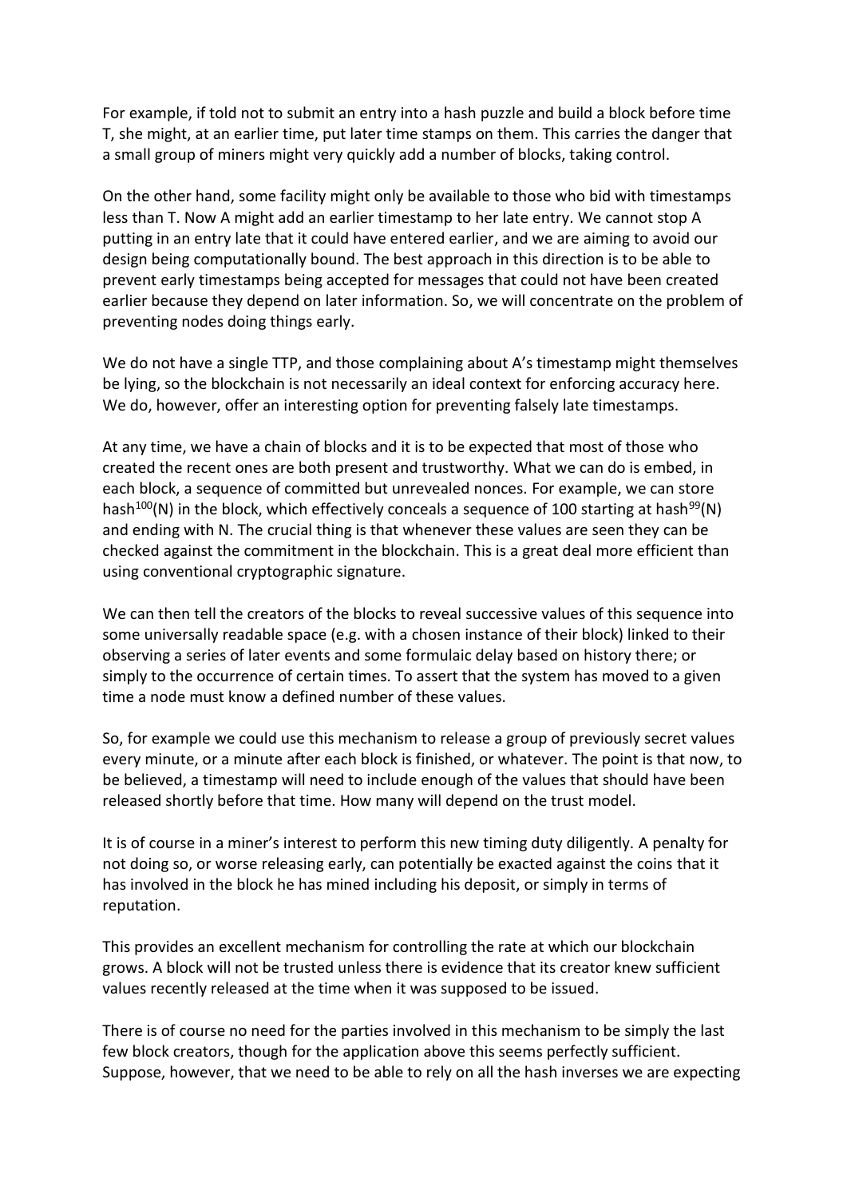For example, if told not to submit an entry into a hash puzzle and build a block before time T, she might, at an earlier time, put later time stamps on them. This carries the danger that a small group of miners might very quickly add a number of blocks, taking control.

On the other hand, some facility might only be available to those who bid with timestamps less than T. Now A might add an earlier timestamp to her late entry. We cannot stop A putting in an entry late that it could have entered earlier, and we are aiming to avoid our design being computationally bound. The best approach in this direction is to be able to prevent early timestamps being accepted for messages that could not have been created earlier because they depend on later information. So, we will concentrate on the problem of preventing nodes doing things early.

We do not have a single TTP, and those complaining about A's timestamp might themselves be lying, so the blockchain is not necessarily an ideal context for enforcing accuracy here. We do, however, offer an interesting option for preventing falsely late timestamps.

At any time, we have a chain of blocks and it is to be expected that most of those who created the recent ones are both present and trustworthy. What we can do is embed, in each block, a sequence of committed but unrevealed nonces. For example, we can store $hash^{100}(N)$ in the block, which effectively conceals a sequence of 100 starting at $hash^{99}(N)$ and ending with N. The crucial thing is that whenever these values are seen they can be checked against the commitment in the blockchain. This is a great deal more efficient than using conventional cryptographic signature.

We can then tell the creators of the blocks to reveal successive values of this sequence into some universally readable space (e.g. with a chosen instance of their block) linked to their observing a series of later events and some formulaic delay based on history there; or simply to the occurrence of certain times. To assert that the system has moved to a given time a node must know a defined number of these values.

So, for example we could use this mechanism to release a group of previously secret values every minute, or a minute after each block is finished, or whatever. The point is that now, to be believed, a timestamp will need to include enough of the values that should have been released shortly before that time. How many will depend on the trust model.

It is of course in a miner's interest to perform this new timing duty diligently. A penalty for not doing so, or worse releasing early, can potentially be exacted against the coins that it has involved in the block he has mined including his deposit, or simply in terms of reputation.

This provides an excellent mechanism for controlling the rate at which our blockchain grows. A block will not be trusted unless there is evidence that its creator knew sufficient values recently released at the time when it was supposed to be issued.

There is of course no need for the parties involved in this mechanism to be simply the last few block creators, though for the application above this seems perfectly sufficient. Suppose, however, that we need to be able to rely on all the hash inverses we are expecting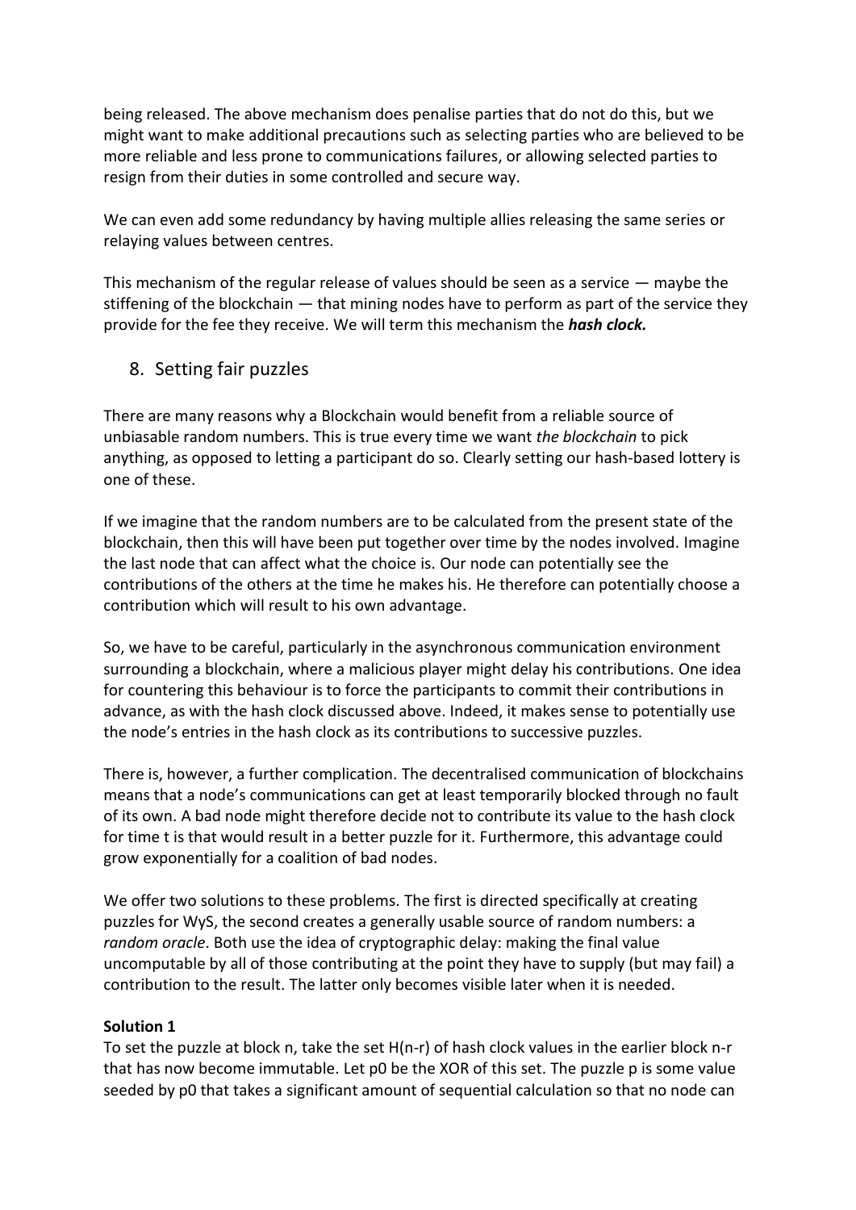being released. The above mechanism does penalise parties that do not do this, but we might want to make additional precautions such as selecting parties who are believed to be more reliable and less prone to communications failures, or allowing selected parties to resign from their duties in some controlled and secure way.

We can even add some redundancy by having multiple allies releasing the same series or relaying values between centres.

This mechanism of the regular release of values should be seen as a service — maybe the stiffening of the blockchain — that mining nodes have to perform as part of the service they provide for the fee they receive. We will term this mechanism the ***hash clock.***

## 8. Setting fair puzzles

There are many reasons why a Blockchain would benefit from a reliable source of unbiasable random numbers. This is true every time we want *the blockchain* to pick anything, as opposed to letting a participant do so. Clearly setting our hash-based lottery is one of these.

If we imagine that the random numbers are to be calculated from the present state of the blockchain, then this will have been put together over time by the nodes involved. Imagine the last node that can affect what the choice is. Our node can potentially see the contributions of the others at the time he makes his. He therefore can potentially choose a contribution which will result to his own advantage.

So, we have to be careful, particularly in the asynchronous communication environment surrounding a blockchain, where a malicious player might delay his contributions. One idea for countering this behaviour is to force the participants to commit their contributions in advance, as with the hash clock discussed above. Indeed, it makes sense to potentially use the node's entries in the hash clock as its contributions to successive puzzles.

There is, however, a further complication. The decentralised communication of blockchains means that a node's communications can get at least temporarily blocked through no fault of its own. A bad node might therefore decide not to contribute its value to the hash clock for time t is that would result in a better puzzle for it. Furthermore, this advantage could grow exponentially for a coalition of bad nodes.

We offer two solutions to these problems. The first is directed specifically at creating puzzles for WyS, the second creates a generally usable source of random numbers: a *random oracle*. Both use the idea of cryptographic delay: making the final value uncomputable by all of those contributing at the point they have to supply (but may fail) a contribution to the result. The latter only becomes visible later when it is needed.

**Solution 1**

To set the puzzle at block n, take the set H(n-r) of hash clock values in the earlier block n-r that has now become immutable. Let p0 be the XOR of this set. The puzzle p is some value seeded by p0 that takes a significant amount of sequential calculation so that no node can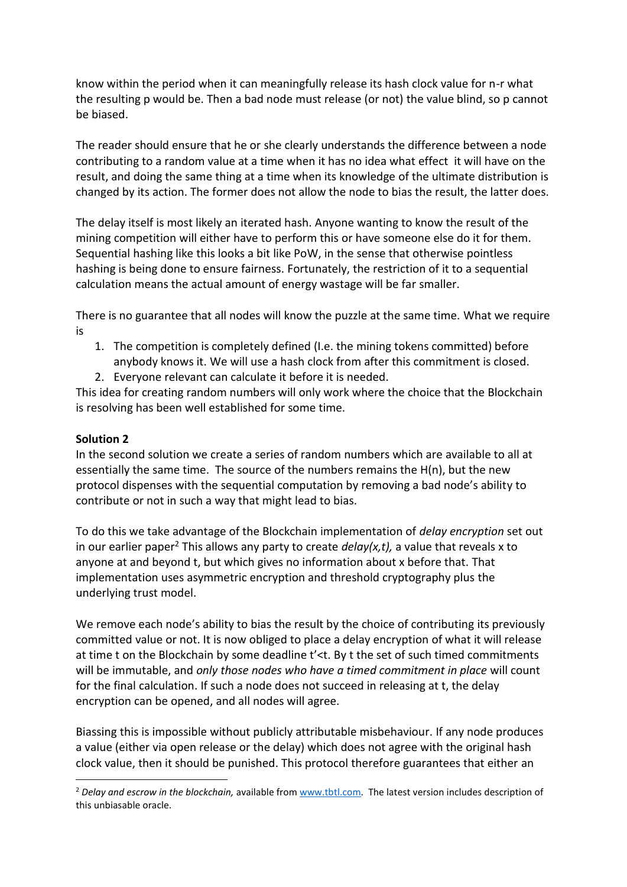know within the period when it can meaningfully release its hash clock value for n-r what the resulting p would be. Then a bad node must release (or not) the value blind, so p cannot be biased.

The reader should ensure that he or she clearly understands the difference between a node contributing to a random value at a time when it has no idea what effect it will have on the result, and doing the same thing at a time when its knowledge of the ultimate distribution is changed by its action. The former does not allow the node to bias the result, the latter does.

The delay itself is most likely an iterated hash. Anyone wanting to know the result of the mining competition will either have to perform this or have someone else do it for them. Sequential hashing like this looks a bit like PoW, in the sense that otherwise pointless hashing is being done to ensure fairness. Fortunately, the restriction of it to a sequential calculation means the actual amount of energy wastage will be far smaller.

There is no guarantee that all nodes will know the puzzle at the same time. What we require is

1. The competition is completely defined (I.e. the mining tokens committed) before anybody knows it. We will use a hash clock from after this commitment is closed.
2. Everyone relevant can calculate it before it is needed.

This idea for creating random numbers will only work where the choice that the Blockchain is resolving has been well established for some time.

**Solution 2**

In the second solution we create a series of random numbers which are available to all at essentially the same time. The source of the numbers remains the H(n), but the new protocol dispenses with the sequential computation by removing a bad node's ability to contribute or not in such a way that might lead to bias.

To do this we take advantage of the Blockchain implementation of *delay encryption* set out in our earlier paper[2] This allows any party to create *delay(x,t),* a value that reveals x to anyone at and beyond t, but which gives no information about x before that. That implementation uses asymmetric encryption and threshold cryptography plus the underlying trust model.

We remove each node's ability to bias the result by the choice of contributing its previously committed value or not. It is now obliged to place a delay encryption of what it will release at time t on the Blockchain by some deadline $t'<t$. By t the set of such timed commitments will be immutable, and *only those nodes who have a timed commitment in place* will count for the final calculation. If such a node does not succeed in releasing at t, the delay encryption can be opened, and all nodes will agree.

Biassing this is impossible without publicly attributable misbehaviour. If any node produces a value (either via open release or the delay) which does not agree with the original hash clock value, then it should be punished. This protocol therefore guarantees that either an

[2] *Delay and escrow in the blockchain,* available from www.tbtl.com. The latest version includes description of this unbiasable oracle.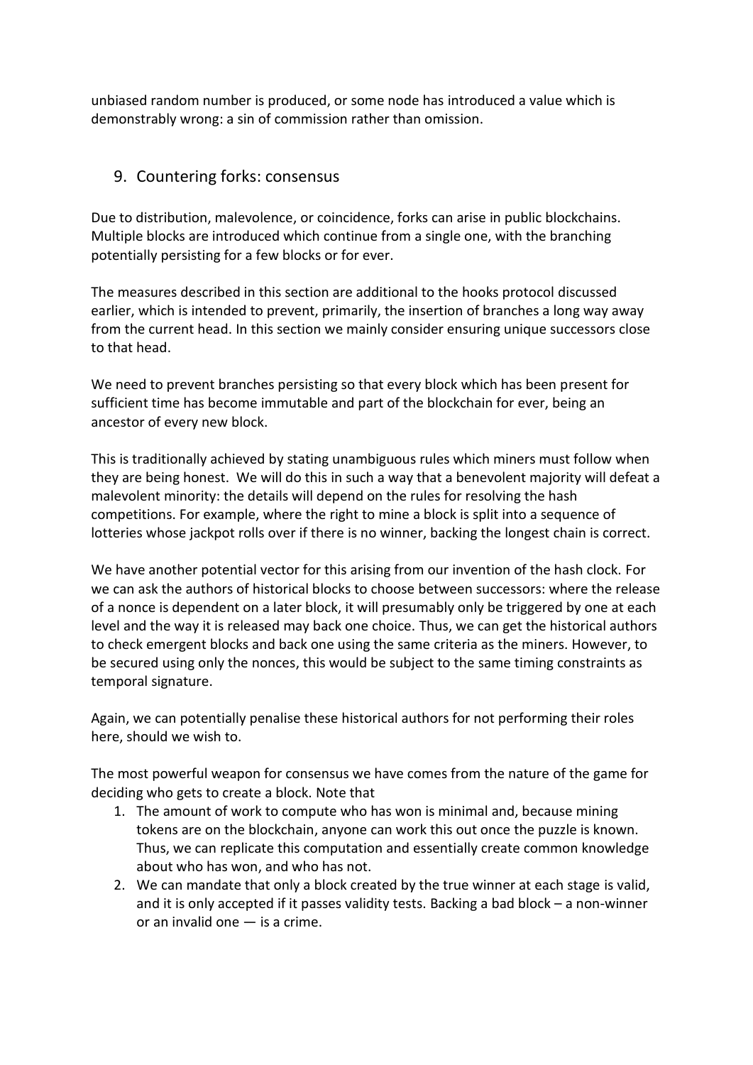unbiased random number is produced, or some node has introduced a value which is demonstrably wrong: a sin of commission rather than omission.

## 9. Countering forks: consensus

Due to distribution, malevolence, or coincidence, forks can arise in public blockchains. Multiple blocks are introduced which continue from a single one, with the branching potentially persisting for a few blocks or for ever.

The measures described in this section are additional to the hooks protocol discussed earlier, which is intended to prevent, primarily, the insertion of branches a long way away from the current head. In this section we mainly consider ensuring unique successors close to that head.

We need to prevent branches persisting so that every block which has been present for sufficient time has become immutable and part of the blockchain for ever, being an ancestor of every new block.

This is traditionally achieved by stating unambiguous rules which miners must follow when they are being honest. We will do this in such a way that a benevolent majority will defeat a malevolent minority: the details will depend on the rules for resolving the hash competitions. For example, where the right to mine a block is split into a sequence of lotteries whose jackpot rolls over if there is no winner, backing the longest chain is correct.

We have another potential vector for this arising from our invention of the hash clock. For we can ask the authors of historical blocks to choose between successors: where the release of a nonce is dependent on a later block, it will presumably only be triggered by one at each level and the way it is released may back one choice. Thus, we can get the historical authors to check emergent blocks and back one using the same criteria as the miners. However, to be secured using only the nonces, this would be subject to the same timing constraints as temporal signature.

Again, we can potentially penalise these historical authors for not performing their roles here, should we wish to.

The most powerful weapon for consensus we have comes from the nature of the game for deciding who gets to create a block. Note that

1. The amount of work to compute who has won is minimal and, because mining tokens are on the blockchain, anyone can work this out once the puzzle is known. Thus, we can replicate this computation and essentially create common knowledge about who has won, and who has not.
2. We can mandate that only a block created by the true winner at each stage is valid, and it is only accepted if it passes validity tests. Backing a bad block – a non-winner or an invalid one — is a crime.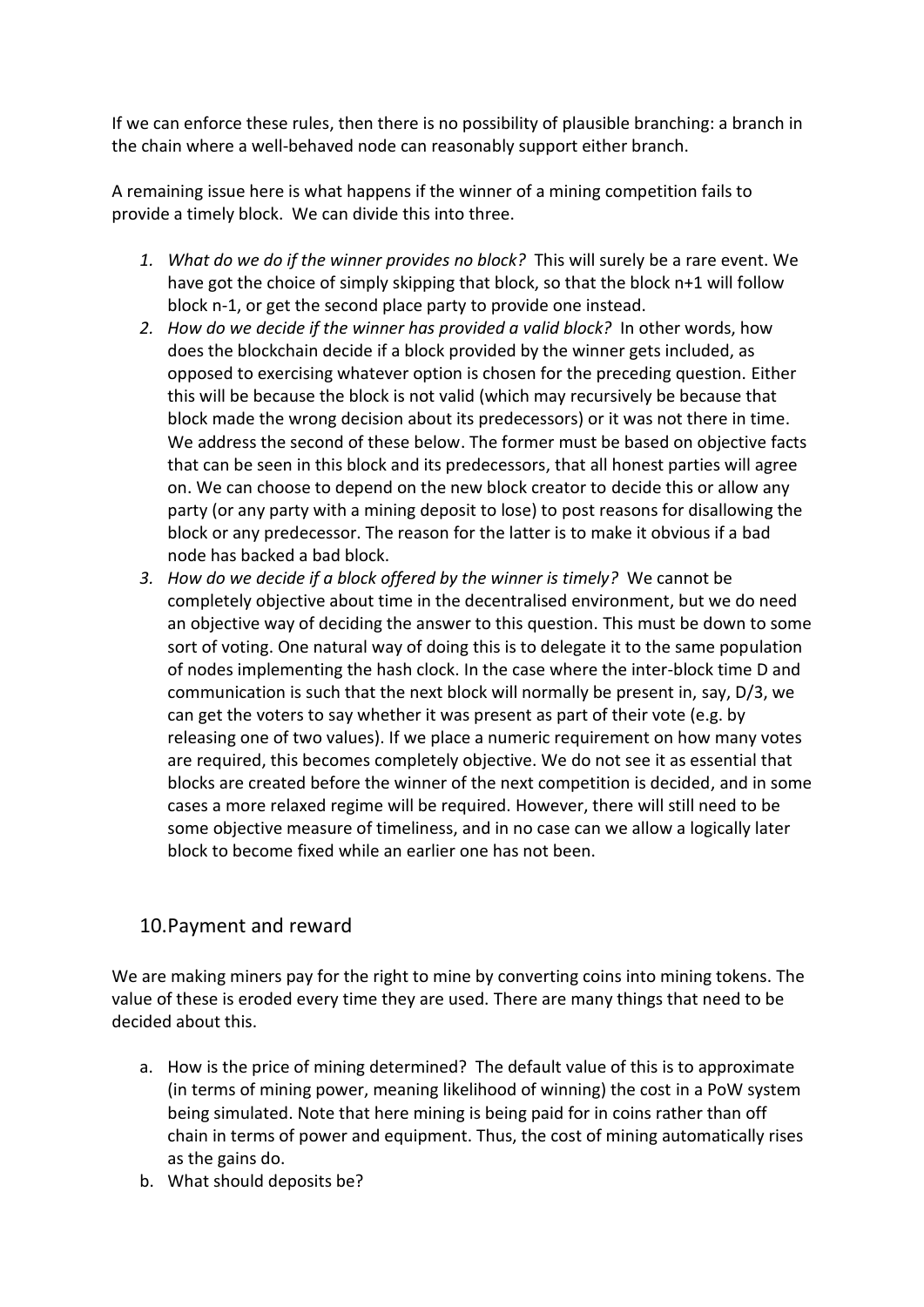If we can enforce these rules, then there is no possibility of plausible branching: a branch in the chain where a well-behaved node can reasonably support either branch.

A remaining issue here is what happens if the winner of a mining competition fails to provide a timely block. We can divide this into three.

1. *What do we do if the winner provides no block?* This will surely be a rare event. We have got the choice of simply skipping that block, so that the block n+1 will follow block n-1, or get the second place party to provide one instead.
2. *How do we decide if the winner has provided a valid block?* In other words, how does the blockchain decide if a block provided by the winner gets included, as opposed to exercising whatever option is chosen for the preceding question. Either this will be because the block is not valid (which may recursively be because that block made the wrong decision about its predecessors) or it was not there in time. We address the second of these below. The former must be based on objective facts that can be seen in this block and its predecessors, that all honest parties will agree on. We can choose to depend on the new block creator to decide this or allow any party (or any party with a mining deposit to lose) to post reasons for disallowing the block or any predecessor. The reason for the latter is to make it obvious if a bad node has backed a bad block.
3. *How do we decide if a block offered by the winner is timely?* We cannot be completely objective about time in the decentralised environment, but we do need an objective way of deciding the answer to this question. This must be down to some sort of voting. One natural way of doing this is to delegate it to the same population of nodes implementing the hash clock. In the case where the inter-block time D and communication is such that the next block will normally be present in, say, D/3, we can get the voters to say whether it was present as part of their vote (e.g. by releasing one of two values). If we place a numeric requirement on how many votes are required, this becomes completely objective. We do not see it as essential that blocks are created before the winner of the next competition is decided, and in some cases a more relaxed regime will be required. However, there will still need to be some objective measure of timeliness, and in no case can we allow a logically later block to become fixed while an earlier one has not been.

## 10. Payment and reward

We are making miners pay for the right to mine by converting coins into mining tokens. The value of these is eroded every time they are used. There are many things that need to be decided about this.

a. How is the price of mining determined? The default value of this is to approximate (in terms of mining power, meaning likelihood of winning) the cost in a PoW system being simulated. Note that here mining is being paid for in coins rather than off chain in terms of power and equipment. Thus, the cost of mining automatically rises as the gains do.
b. What should deposits be?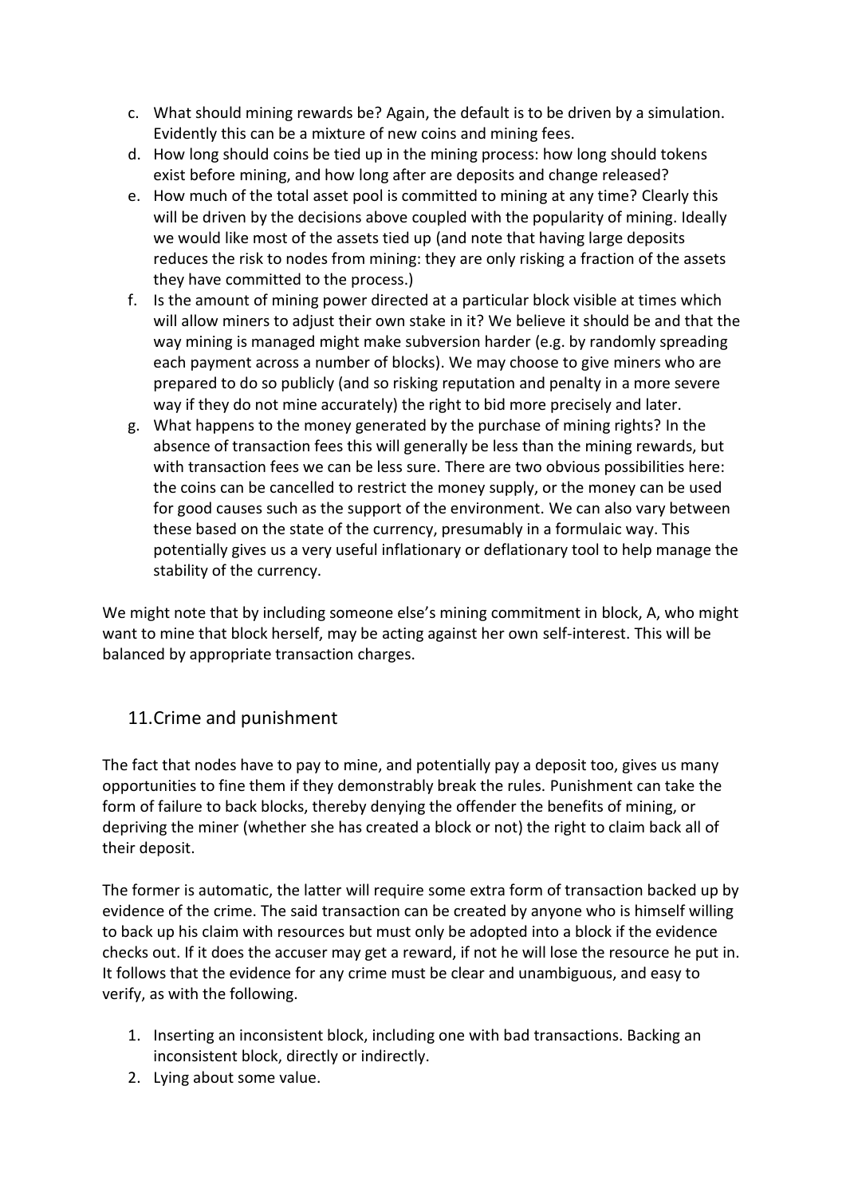c. What should mining rewards be? Again, the default is to be driven by a simulation. Evidently this can be a mixture of new coins and mining fees.
d. How long should coins be tied up in the mining process: how long should tokens exist before mining, and how long after are deposits and change released?
e. How much of the total asset pool is committed to mining at any time? Clearly this will be driven by the decisions above coupled with the popularity of mining. Ideally we would like most of the assets tied up (and note that having large deposits reduces the risk to nodes from mining: they are only risking a fraction of the assets they have committed to the process.)
f. Is the amount of mining power directed at a particular block visible at times which will allow miners to adjust their own stake in it? We believe it should be and that the way mining is managed might make subversion harder (e.g. by randomly spreading each payment across a number of blocks). We may choose to give miners who are prepared to do so publicly (and so risking reputation and penalty in a more severe way if they do not mine accurately) the right to bid more precisely and later.
g. What happens to the money generated by the purchase of mining rights? In the absence of transaction fees this will generally be less than the mining rewards, but with transaction fees we can be less sure. There are two obvious possibilities here: the coins can be cancelled to restrict the money supply, or the money can be used for good causes such as the support of the environment. We can also vary between these based on the state of the currency, presumably in a formulaic way. This potentially gives us a very useful inflationary or deflationary tool to help manage the stability of the currency.

We might note that by including someone else's mining commitment in block, A, who might want to mine that block herself, may be acting against her own self-interest. This will be balanced by appropriate transaction charges.

## 11. Crime and punishment

The fact that nodes have to pay to mine, and potentially pay a deposit too, gives us many opportunities to fine them if they demonstrably break the rules. Punishment can take the form of failure to back blocks, thereby denying the offender the benefits of mining, or depriving the miner (whether she has created a block or not) the right to claim back all of their deposit.

The former is automatic, the latter will require some extra form of transaction backed up by evidence of the crime. The said transaction can be created by anyone who is himself willing to back up his claim with resources but must only be adopted into a block if the evidence checks out. If it does the accuser may get a reward, if not he will lose the resource he put in. It follows that the evidence for any crime must be clear and unambiguous, and easy to verify, as with the following.

1. Inserting an inconsistent block, including one with bad transactions. Backing an inconsistent block, directly or indirectly.
2. Lying about some value.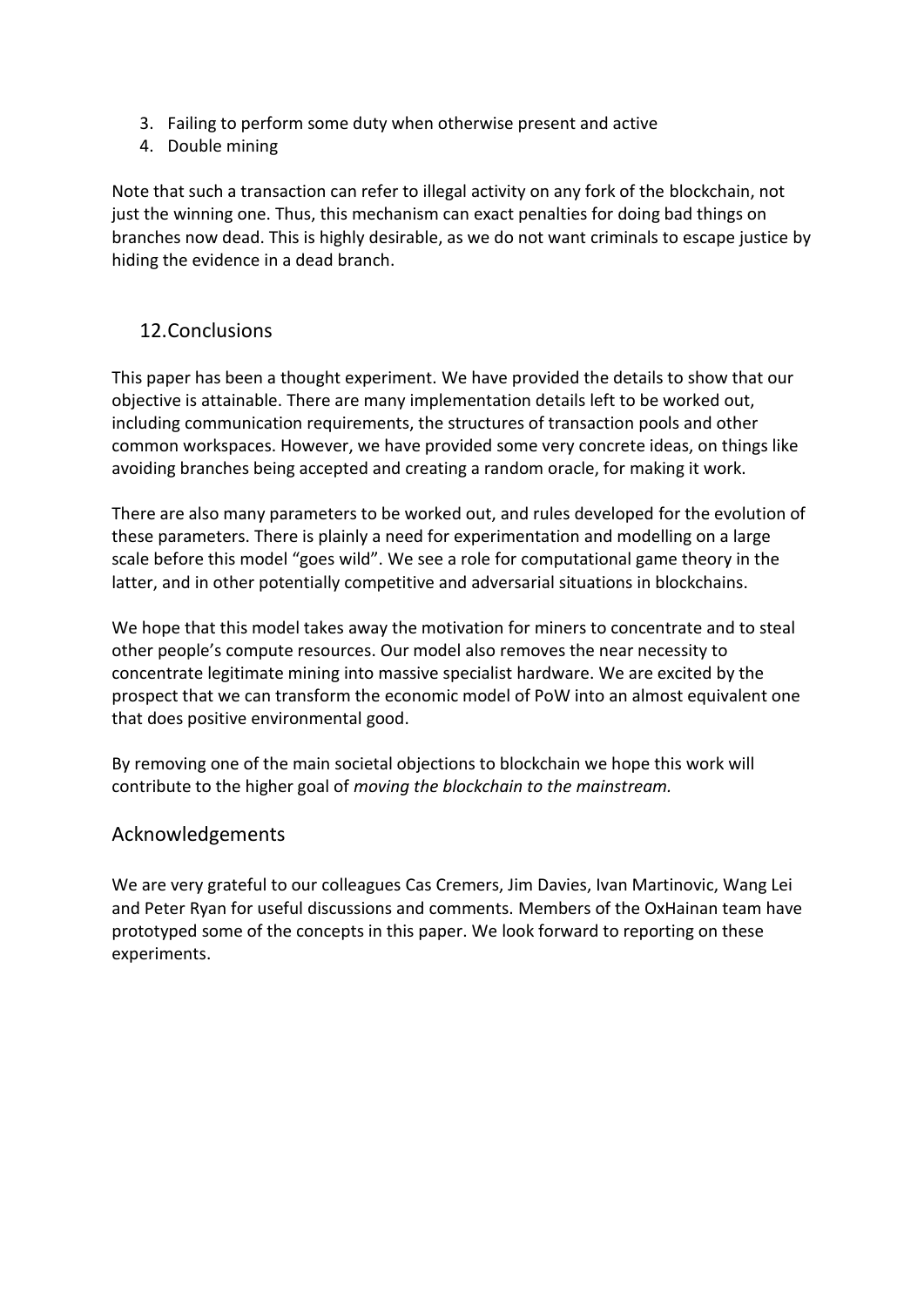3. Failing to perform some duty when otherwise present and active
4. Double mining

Note that such a transaction can refer to illegal activity on any fork of the blockchain, not just the winning one. Thus, this mechanism can exact penalties for doing bad things on branches now dead. This is highly desirable, as we do not want criminals to escape justice by hiding the evidence in a dead branch.

## 12.Conclusions

This paper has been a thought experiment. We have provided the details to show that our objective is attainable. There are many implementation details left to be worked out, including communication requirements, the structures of transaction pools and other common workspaces. However, we have provided some very concrete ideas, on things like avoiding branches being accepted and creating a random oracle, for making it work.

There are also many parameters to be worked out, and rules developed for the evolution of these parameters. There is plainly a need for experimentation and modelling on a large scale before this model "goes wild". We see a role for computational game theory in the latter, and in other potentially competitive and adversarial situations in blockchains.

We hope that this model takes away the motivation for miners to concentrate and to steal other people's compute resources. Our model also removes the near necessity to concentrate legitimate mining into massive specialist hardware. We are excited by the prospect that we can transform the economic model of PoW into an almost equivalent one that does positive environmental good.

By removing one of the main societal objections to blockchain we hope this work will contribute to the higher goal of *moving the blockchain to the mainstream.*

## Acknowledgements

We are very grateful to our colleagues Cas Cremers, Jim Davies, Ivan Martinovic, Wang Lei and Peter Ryan for useful discussions and comments. Members of the OxHainan team have prototyped some of the concepts in this paper. We look forward to reporting on these experiments.